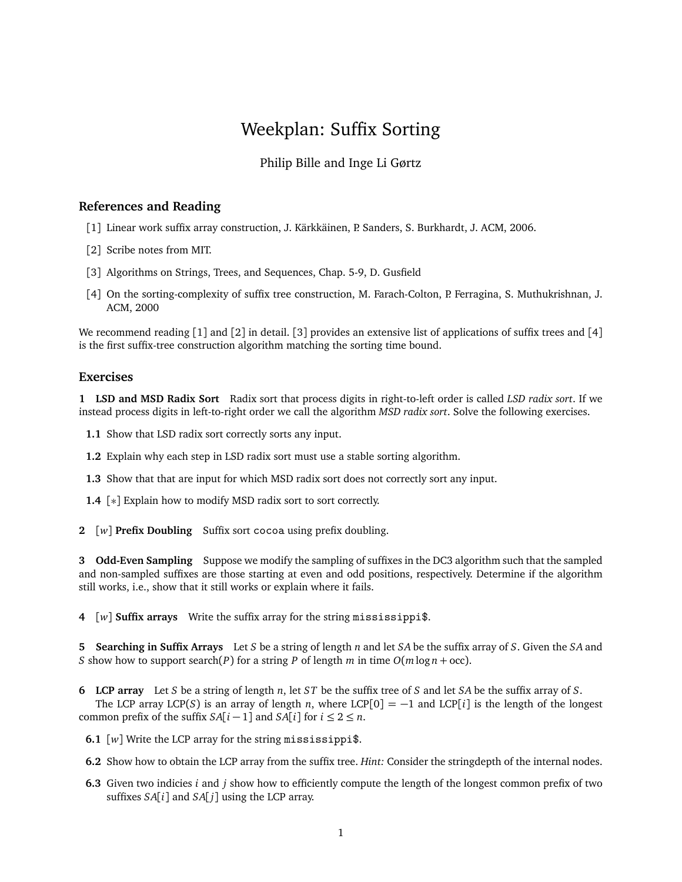# Weekplan: Suffix Sorting

Philip Bille and Inge Li Gørtz

## References and Reading

[1] Linear work suffix array construction, J. Kärkkäinen, P. Sanders, S. Burkhardt, J. ACM, 2006.

[2] Scribe notes from MIT.

[3] Algorithms on Strings, Trees, and Sequences, Chap. 5-9, D. Gusfield

[4] On the sorting-complexity of suffix tree construction, M. Farach-Colton, P. Ferragina, S. Muthukrishnan, J. ACM, 2000

We recommend reading [1] and [2] in detail. [3] provides an extensive list of applications of suffix trees and [4] is the first suffix-tree construction algorithm matching the sorting time bound.

## Exercises

**1 LSD and MSD Radix Sort** Radix sort that process digits in right-to-left order is called *LSD radix sort*. If we instead process digits in left-to-right order we call the algorithm *MSD radix sort*. Solve the following exercises.

**1.1** Show that LSD radix sort correctly sorts any input.

**1.2** Explain why each step in LSD radix sort must use a stable sorting algorithm.

**1.3** Show that that are input for which MSD radix sort does not correctly sort any input.

**1.4** [$*$] Explain how to modify MSD radix sort to sort correctly.

**2** [$w$] **Prefix Doubling** Suffix sort `cocoa` using prefix doubling.

**3 Odd-Even Sampling** Suppose we modify the sampling of suffixes in the DC3 algorithm such that the sampled and non-sampled suffixes are those starting at even and odd positions, respectively. Determine if the algorithm still works, i.e., show that it still works or explain where it fails.

**4** [$w$] **Suffix arrays** Write the suffix array for the string `mississippi$`.

**5 Searching in Suffix Arrays** Let $S$ be a string of length $n$ and let $SA$ be the suffix array of $S$. Given the $SA$ and $S$ show how to support search($P$) for a string $P$ of length $m$ in time $O(m \log n + \text{occ})$.

**6 LCP array** Let $S$ be a string of length $n$, let $ST$ be the suffix tree of $S$ and let $SA$ be the suffix array of $S$.

The LCP array LCP($S$) is an array of length $n$, where LCP$[0] = -1$ and LCP$[i]$ is the length of the longest common prefix of the suffix $SA[i-1]$ and $SA[i]$ for $i \leq 2 \leq n$.

**6.1** [$w$] Write the LCP array for the string `mississippi$`.

**6.2** Show how to obtain the LCP array from the suffix tree. *Hint:* Consider the stringdepth of the internal nodes.

**6.3** Given two indicies $i$ and $j$ show how to efficiently compute the length of the longest common prefix of two suffixes $SA[i]$ and $SA[j]$ using the LCP array.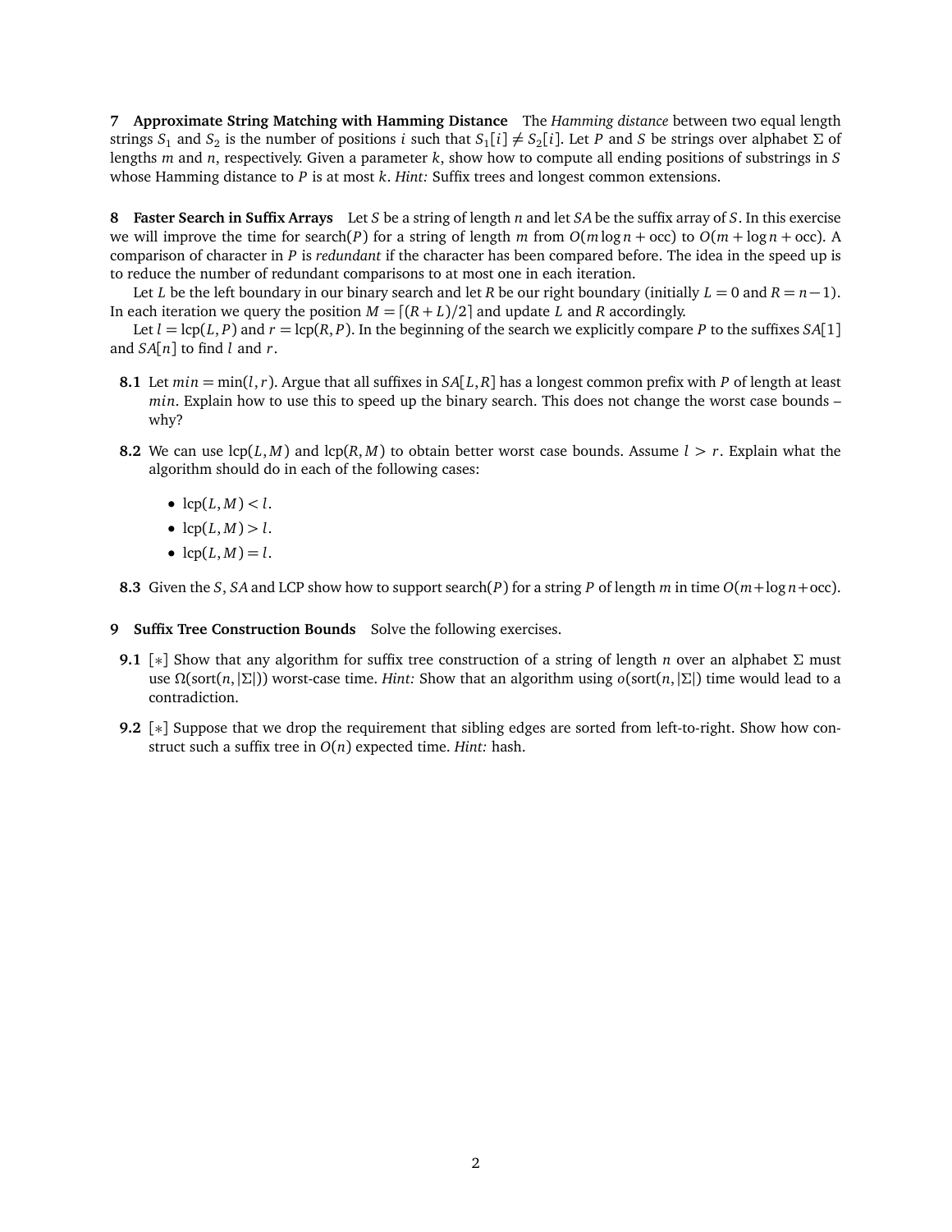**7 Approximate String Matching with Hamming Distance** The *Hamming distance* between two equal length strings $S_1$ and $S_2$ is the number of positions $i$ such that $S_1[i] \neq S_2[i]$. Let $P$ and $S$ be strings over alphabet $\Sigma$ of lengths $m$ and $n$, respectively. Given a parameter $k$, show how to compute all ending positions of substrings in $S$ whose Hamming distance to $P$ is at most $k$. *Hint:* Suffix trees and longest common extensions.

**8 Faster Search in Suffix Arrays** Let $S$ be a string of length $n$ and let $SA$ be the suffix array of $S$. In this exercise we will improve the time for search($P$) for a string of length $m$ from $O(m \log n + \text{occ})$ to $O(m + \log n + \text{occ})$. A comparison of character in $P$ is *redundant* if the character has been compared before. The idea in the speed up is to reduce the number of redundant comparisons to at most one in each iteration.

Let $L$ be the left boundary in our binary search and let $R$ be our right boundary (initially $L = 0$ and $R = n-1$). In each iteration we query the position $M = \lceil (R+L)/2 \rceil$ and update $L$ and $R$ accordingly.

Let $l = \text{lcp}(L, P)$ and $r = \text{lcp}(R, P)$. In the beginning of the search we explicitly compare $P$ to the suffixes $SA[1]$ and $SA[n]$ to find $l$ and $r$.

**8.1** Let $min = \min(l, r)$. Argue that all suffixes in $SA[L, R]$ has a longest common prefix with $P$ of length at least $min$. Explain how to use this to speed up the binary search. This does not change the worst case bounds – why?

**8.2** We can use $\text{lcp}(L, M)$ and $\text{lcp}(R, M)$ to obtain better worst case bounds. Assume $l > r$. Explain what the algorithm should do in each of the following cases:

- $\text{lcp}(L, M) < l$.
- $\text{lcp}(L, M) > l$.
- $\text{lcp}(L, M) = l$.

**8.3** Given the $S$, $SA$ and LCP show how to support search($P$) for a string $P$ of length $m$ in time $O(m + \log n + \text{occ})$.

**9 Suffix Tree Construction Bounds** Solve the following exercises.

**9.1** [$*$] Show that any algorithm for suffix tree construction of a string of length $n$ over an alphabet $\Sigma$ must use $\Omega(\text{sort}(n, |\Sigma|))$ worst-case time. *Hint:* Show that an algorithm using $o(\text{sort}(n, |\Sigma|)$ time would lead to a contradiction.

**9.2** [$*$] Suppose that we drop the requirement that sibling edges are sorted from left-to-right. Show how construct such a suffix tree in $O(n)$ expected time. *Hint:* hash.